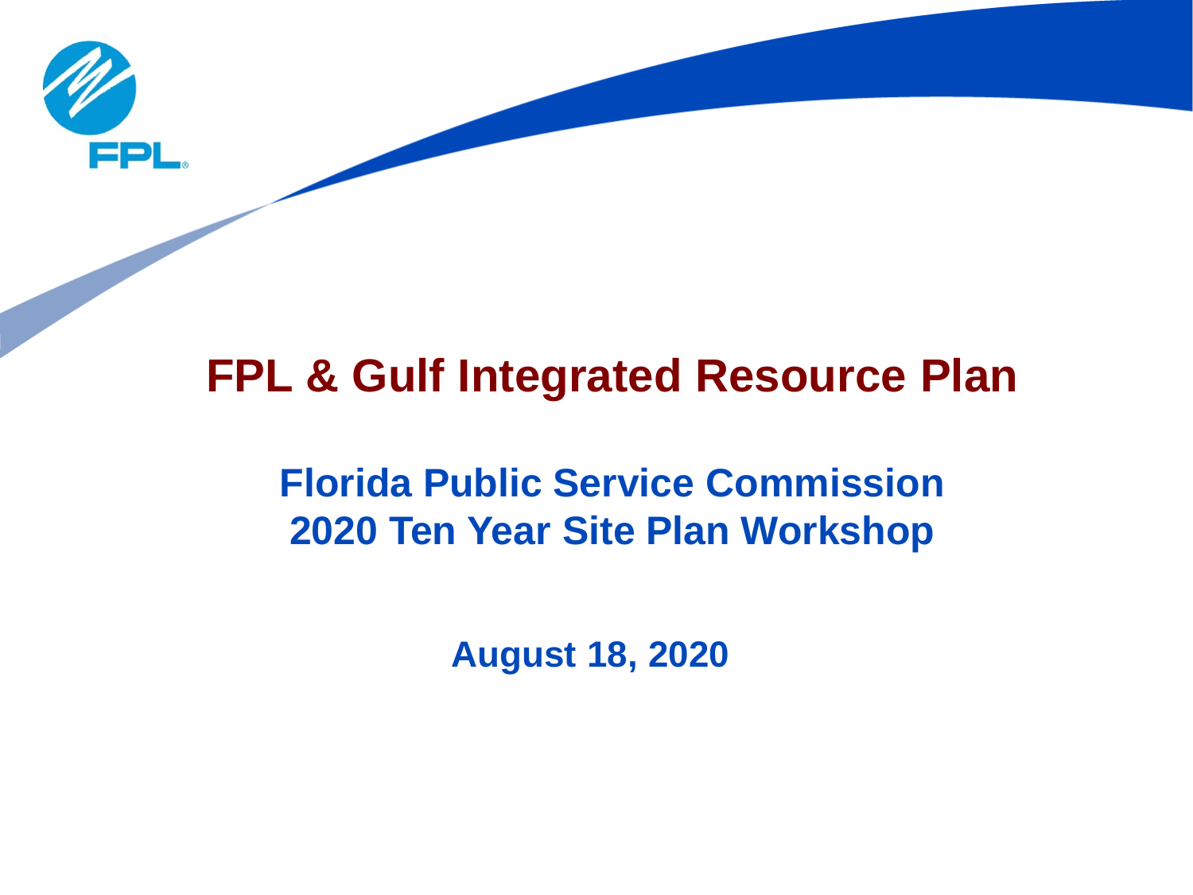# FPL & Gulf Integrated Resource Plan

## Florida Public Service Commission
## 2020 Ten Year Site Plan Workshop

**August 18, 2020**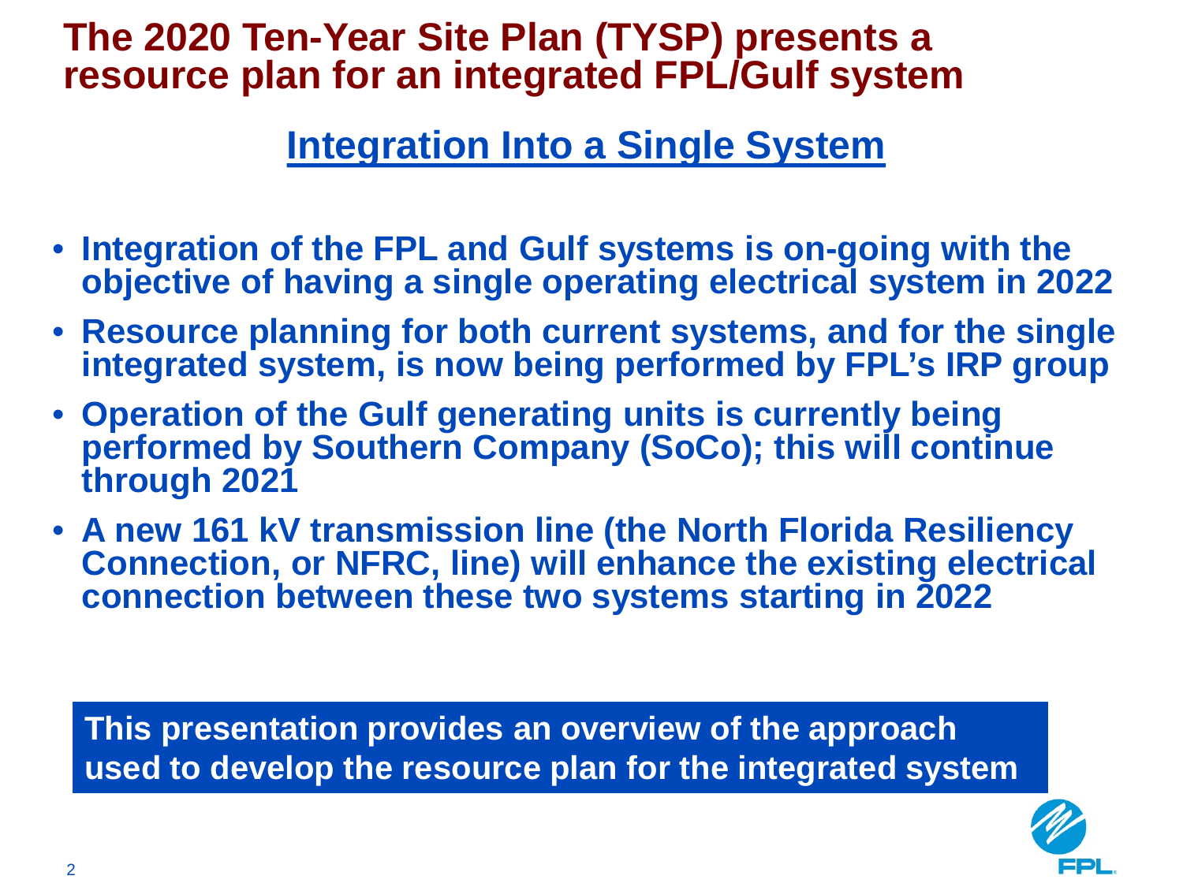# The 2020 Ten-Year Site Plan (TYSP) presents a resource plan for an integrated FPL/Gulf system

## Integration Into a Single System

- **Integration of the FPL and Gulf systems is on-going with the objective of having a single operating electrical system in 2022**
- **Resource planning for both current systems, and for the single integrated system, is now being performed by FPL's IRP group**
- **Operation of the Gulf generating units is currently being performed by Southern Company (SoCo); this will continue through 2021**
- **A new 161 kV transmission line (the North Florida Resiliency Connection, or NFRC, line) will enhance the existing electrical connection between these two systems starting in 2022**

**This presentation provides an overview of the approach used to develop the resource plan for the integrated system**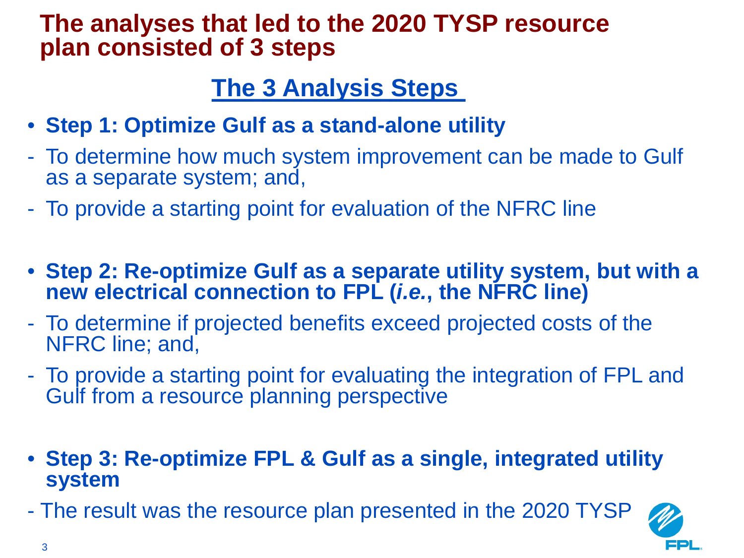# The analyses that led to the 2020 TYSP resource plan consisted of 3 steps

## The 3 Analysis Steps

- **Step 1: Optimize Gulf as a stand-alone utility**
  - To determine how much system improvement can be made to Gulf as a separate system; and,
  - To provide a starting point for evaluation of the NFRC line

- **Step 2: Re-optimize Gulf as a separate utility system, but with a new electrical connection to FPL (*i.e.*, the NFRC line)**
  - To determine if projected benefits exceed projected costs of the NFRC line; and,
  - To provide a starting point for evaluating the integration of FPL and Gulf from a resource planning perspective

- **Step 3: Re-optimize FPL & Gulf as a single, integrated utility system**
  - The result was the resource plan presented in the 2020 TYSP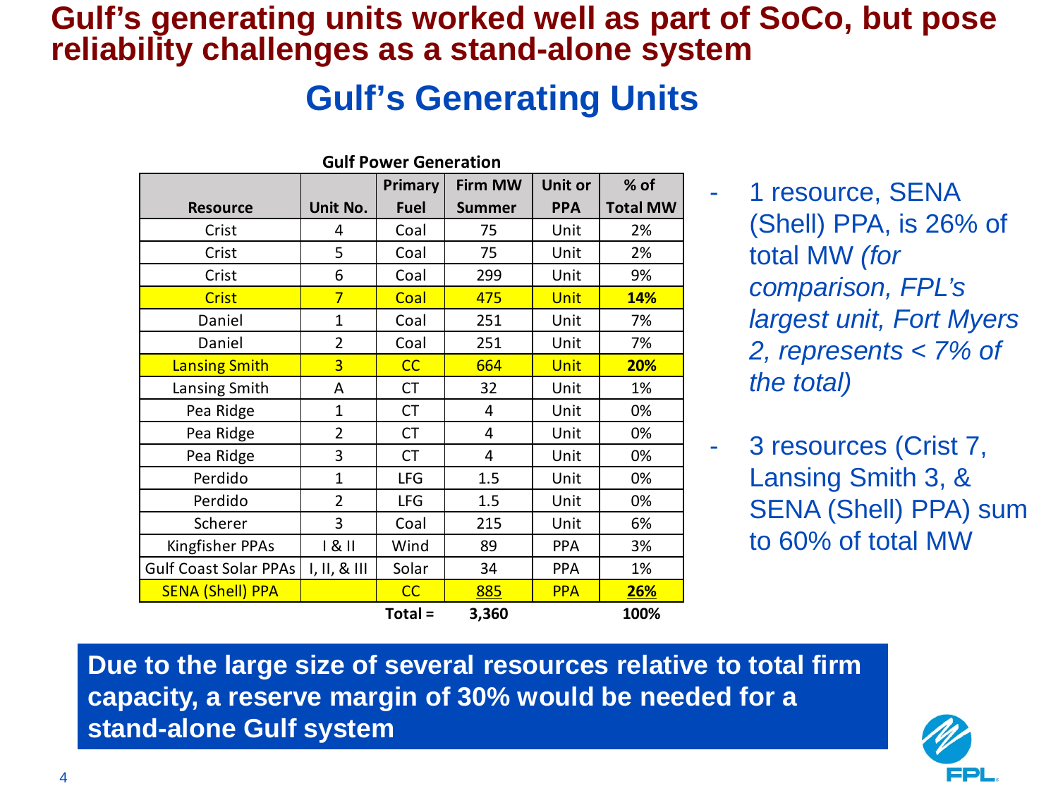# Gulf's generating units worked well as part of SoCo, but pose reliability challenges as a stand-alone system

## Gulf's Generating Units

**Gulf Power Generation**

| Resource | Unit No. | Primary Fuel | Firm MW Summer | Unit or PPA | % of Total MW |
|---|---|---|---|---|---|
| Crist | 4 | Coal | 75 | Unit | 2% |
| Crist | 5 | Coal | 75 | Unit | 2% |
| Crist | 6 | Coal | 299 | Unit | 9% |
| Crist | 7 | Coal | 475 | Unit | **14%** |
| Daniel | 1 | Coal | 251 | Unit | 7% |
| Daniel | 2 | Coal | 251 | Unit | 7% |
| Lansing Smith | 3 | CC | 664 | Unit | **20%** |
| Lansing Smith | A | CT | 32 | Unit | 1% |
| Pea Ridge | 1 | CT | 4 | Unit | 0% |
| Pea Ridge | 2 | CT | 4 | Unit | 0% |
| Pea Ridge | 3 | CT | 4 | Unit | 0% |
| Perdido | 1 | LFG | 1.5 | Unit | 0% |
| Perdido | 2 | LFG | 1.5 | Unit | 0% |
| Scherer | 3 | Coal | 215 | Unit | 6% |
| Kingfisher PPAs | I & II | Wind | 89 | PPA | 3% |
| Gulf Coast Solar PPAs | I, II, & III | Solar | 34 | PPA | 1% |
| SENA (Shell) PPA | | CC | 885 | PPA | **26%** |
| | | **Total =** | **3,360** | | **100%** |

- 1 resource, SENA (Shell) PPA, is 26% of total MW *(for comparison, FPL's largest unit, Fort Myers 2, represents < 7% of the total)*
- 3 resources (Crist 7, Lansing Smith 3, & SENA (Shell) PPA) sum to 60% of total MW

**Due to the large size of several resources relative to total firm capacity, a reserve margin of 30% would be needed for a stand-alone Gulf system**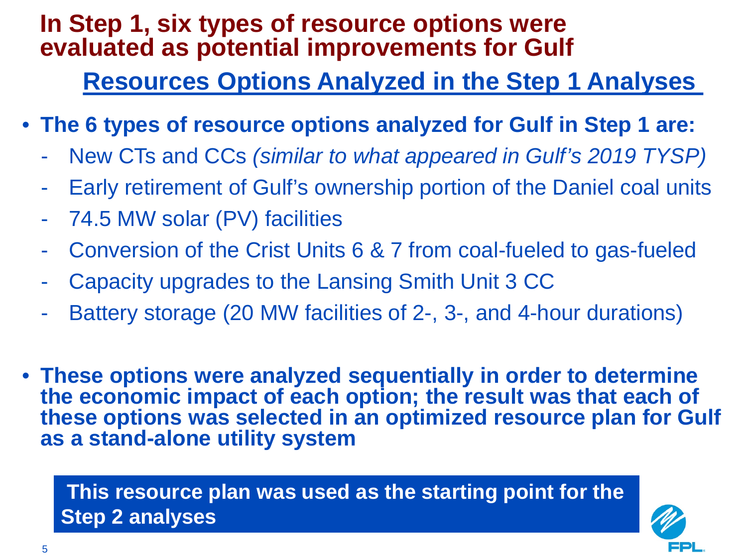# In Step 1, six types of resource options were evaluated as potential improvements for Gulf

## Resources Options Analyzed in the Step 1 Analyses

- **The 6 types of resource options analyzed for Gulf in Step 1 are:**
  - New CTs and CCs *(similar to what appeared in Gulf's 2019 TYSP)*
  - Early retirement of Gulf's ownership portion of the Daniel coal units
  - 74.5 MW solar (PV) facilities
  - Conversion of the Crist Units 6 & 7 from coal-fueled to gas-fueled
  - Capacity upgrades to the Lansing Smith Unit 3 CC
  - Battery storage (20 MW facilities of 2-, 3-, and 4-hour durations)

- **These options were analyzed sequentially in order to determine the economic impact of each option; the result was that each of these options was selected in an optimized resource plan for Gulf as a stand-alone utility system**

**This resource plan was used as the starting point for the Step 2 analyses**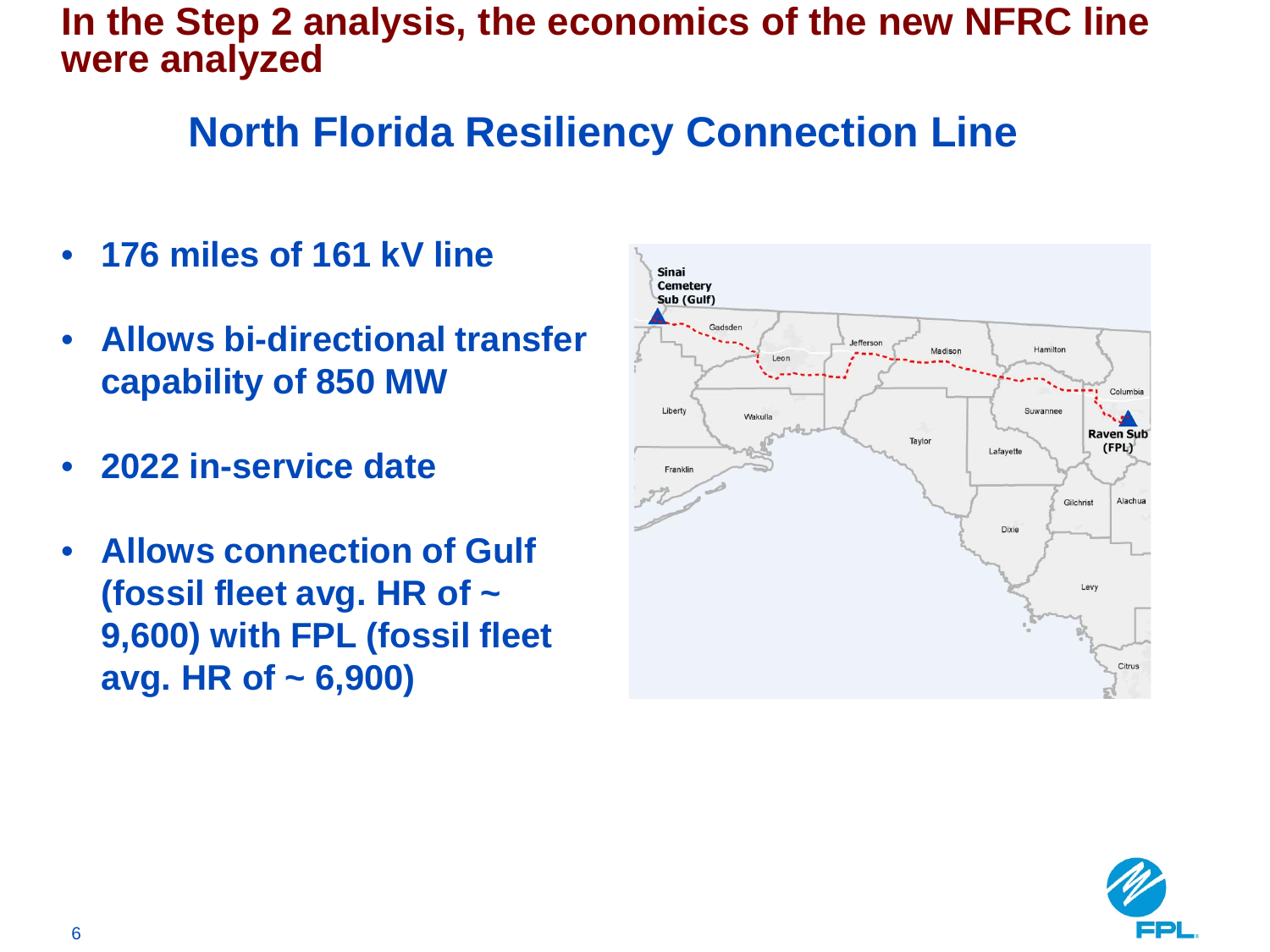# In the Step 2 analysis, the economics of the new NFRC line were analyzed

## North Florida Resiliency Connection Line

- **176 miles of 161 kV line**
- **Allows bi-directional transfer capability of 850 MW**
- **2022 in-service date**
- **Allows connection of Gulf (fossil fleet avg. HR of ~ 9,600) with FPL (fossil fleet avg. HR of ~ 6,900)**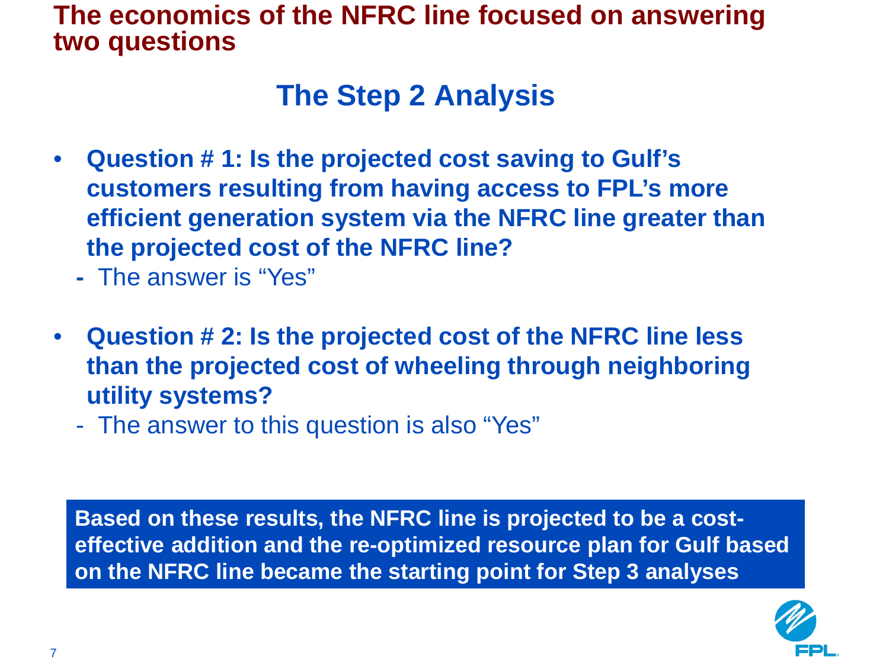# The economics of the NFRC line focused on answering two questions

## The Step 2 Analysis

- **Question # 1: Is the projected cost saving to Gulf's customers resulting from having access to FPL's more efficient generation system via the NFRC line greater than the projected cost of the NFRC line?**
  - The answer is "Yes"

- **Question # 2: Is the projected cost of the NFRC line less than the projected cost of wheeling through neighboring utility systems?**
  - The answer to this question is also "Yes"

**Based on these results, the NFRC line is projected to be a cost-effective addition and the re-optimized resource plan for Gulf based on the NFRC line became the starting point for Step 3 analyses**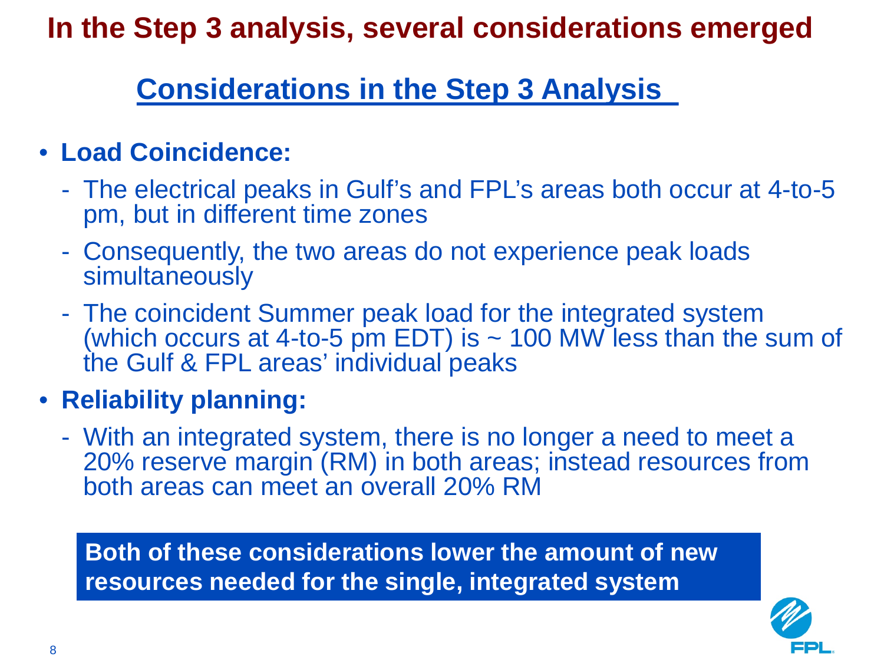# In the Step 3 analysis, several considerations emerged

## Considerations in the Step 3 Analysis

- **Load Coincidence:**
  - The electrical peaks in Gulf's and FPL's areas both occur at 4-to-5 pm, but in different time zones
  - Consequently, the two areas do not experience peak loads simultaneously
  - The coincident Summer peak load for the integrated system (which occurs at 4-to-5 pm EDT) is ~ 100 MW less than the sum of the Gulf & FPL areas' individual peaks
- **Reliability planning:**
  - With an integrated system, there is no longer a need to meet a 20% reserve margin (RM) in both areas; instead resources from both areas can meet an overall 20% RM

**Both of these considerations lower the amount of new resources needed for the single, integrated system**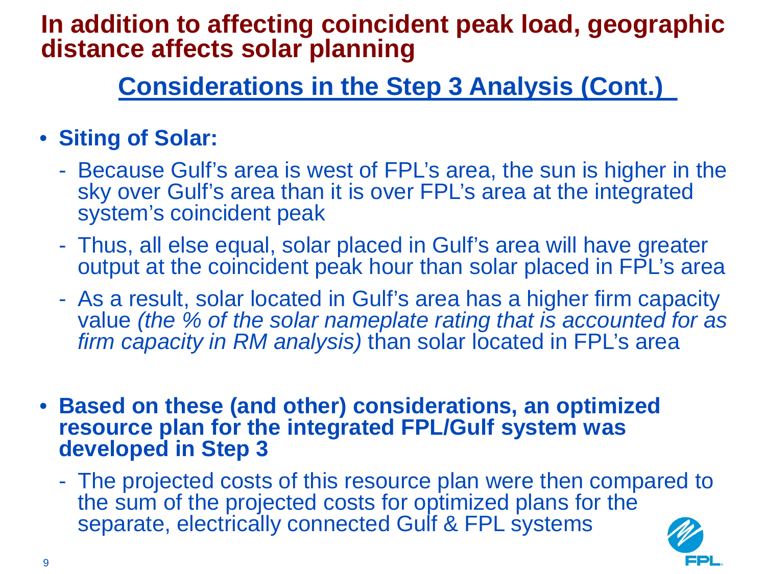# In addition to affecting coincident peak load, geographic distance affects solar planning

## Considerations in the Step 3 Analysis (Cont.)

- **Siting of Solar:**
  - Because Gulf's area is west of FPL's area, the sun is higher in the sky over Gulf's area than it is over FPL's area at the integrated system's coincident peak
  - Thus, all else equal, solar placed in Gulf's area will have greater output at the coincident peak hour than solar placed in FPL's area
  - As a result, solar located in Gulf's area has a higher firm capacity value *(the % of the solar nameplate rating that is accounted for as firm capacity in RM analysis)* than solar located in FPL's area

- **Based on these (and other) considerations, an optimized resource plan for the integrated FPL/Gulf system was developed in Step 3**
  - The projected costs of this resource plan were then compared to the sum of the projected costs for optimized plans for the separate, electrically connected Gulf & FPL systems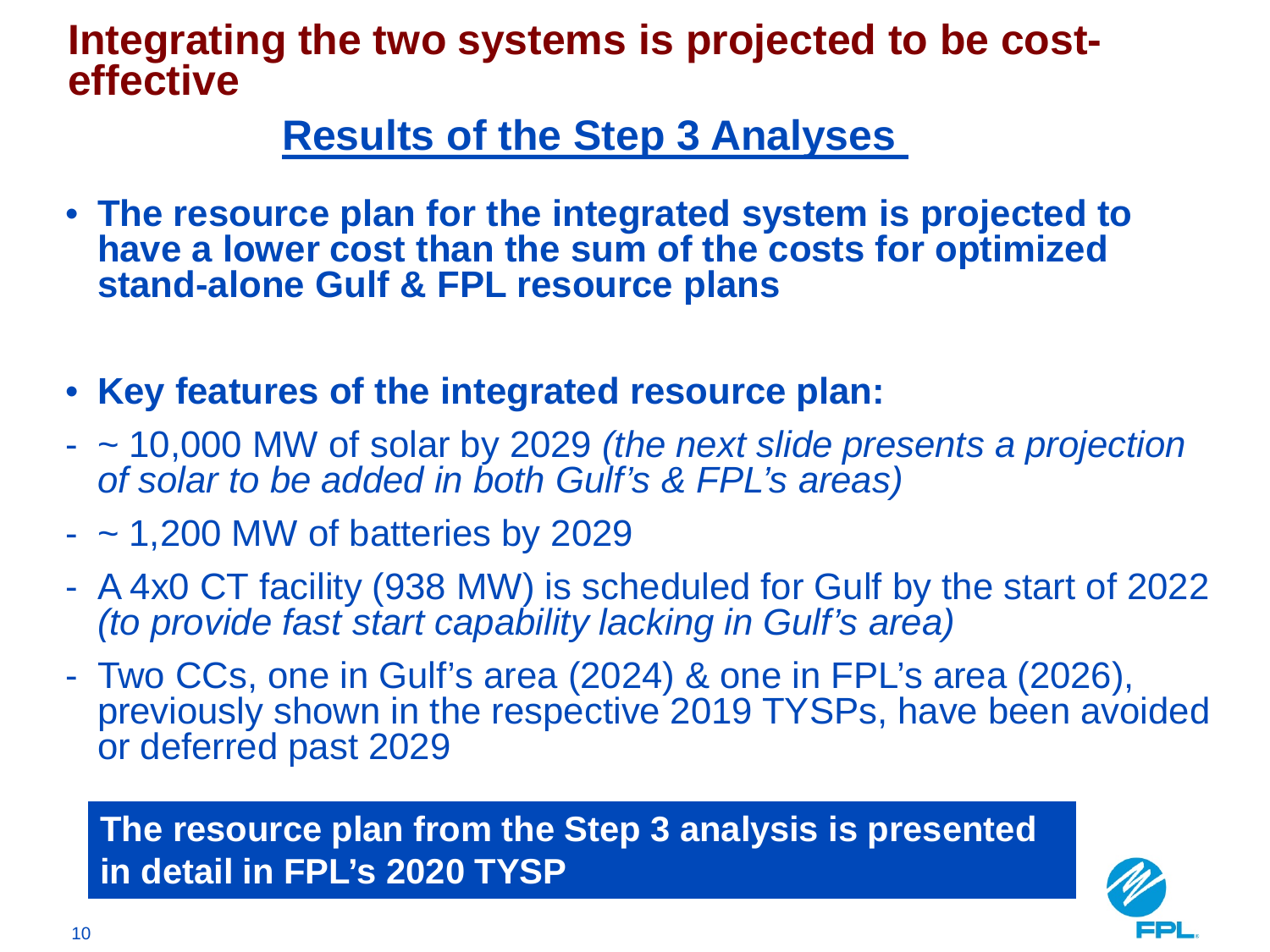# Integrating the two systems is projected to be cost-effective

## Results of the Step 3 Analyses

- **The resource plan for the integrated system is projected to have a lower cost than the sum of the costs for optimized stand-alone Gulf & FPL resource plans**

- **Key features of the integrated resource plan:**

- ~ 10,000 MW of solar by 2029 *(the next slide presents a projection of solar to be added in both Gulf's & FPL's areas)*
- ~ 1,200 MW of batteries by 2029
- A 4x0 CT facility (938 MW) is scheduled for Gulf by the start of 2022 *(to provide fast start capability lacking in Gulf's area)*
- Two CCs, one in Gulf's area (2024) & one in FPL's area (2026), previously shown in the respective 2019 TYSPs, have been avoided or deferred past 2029

**The resource plan from the Step 3 analysis is presented in detail in FPL's 2020 TYSP**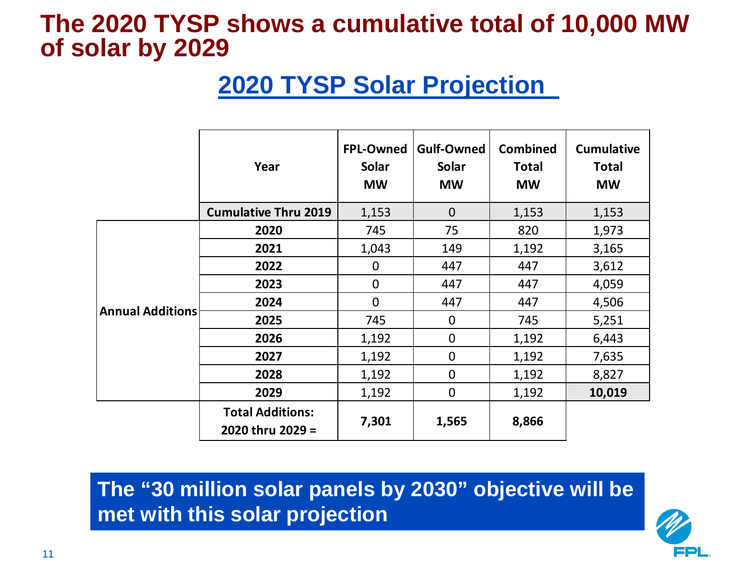# The 2020 TYSP shows a cumulative total of 10,000 MW of solar by 2029

## 2020 TYSP Solar Projection

| | Year | FPL-Owned Solar MW | Gulf-Owned Solar MW | Combined Total MW | Cumulative Total MW |
|---|---|---|---|---|---|
| | **Cumulative Thru 2019** | 1,153 | 0 | 1,153 | 1,153 |
| **Annual Additions** | **2020** | 745 | 75 | 820 | 1,973 |
| | **2021** | 1,043 | 149 | 1,192 | 3,165 |
| | **2022** | 0 | 447 | 447 | 3,612 |
| | **2023** | 0 | 447 | 447 | 4,059 |
| | **2024** | 0 | 447 | 447 | 4,506 |
| | **2025** | 745 | 0 | 745 | 5,251 |
| | **2026** | 1,192 | 0 | 1,192 | 6,443 |
| | **2027** | 1,192 | 0 | 1,192 | 7,635 |
| | **2028** | 1,192 | 0 | 1,192 | 8,827 |
| | **2029** | 1,192 | 0 | 1,192 | **10,019** |
| | **Total Additions: 2020 thru 2029 =** | **7,301** | **1,565** | **8,866** | |

**The "30 million solar panels by 2030" objective will be met with this solar projection**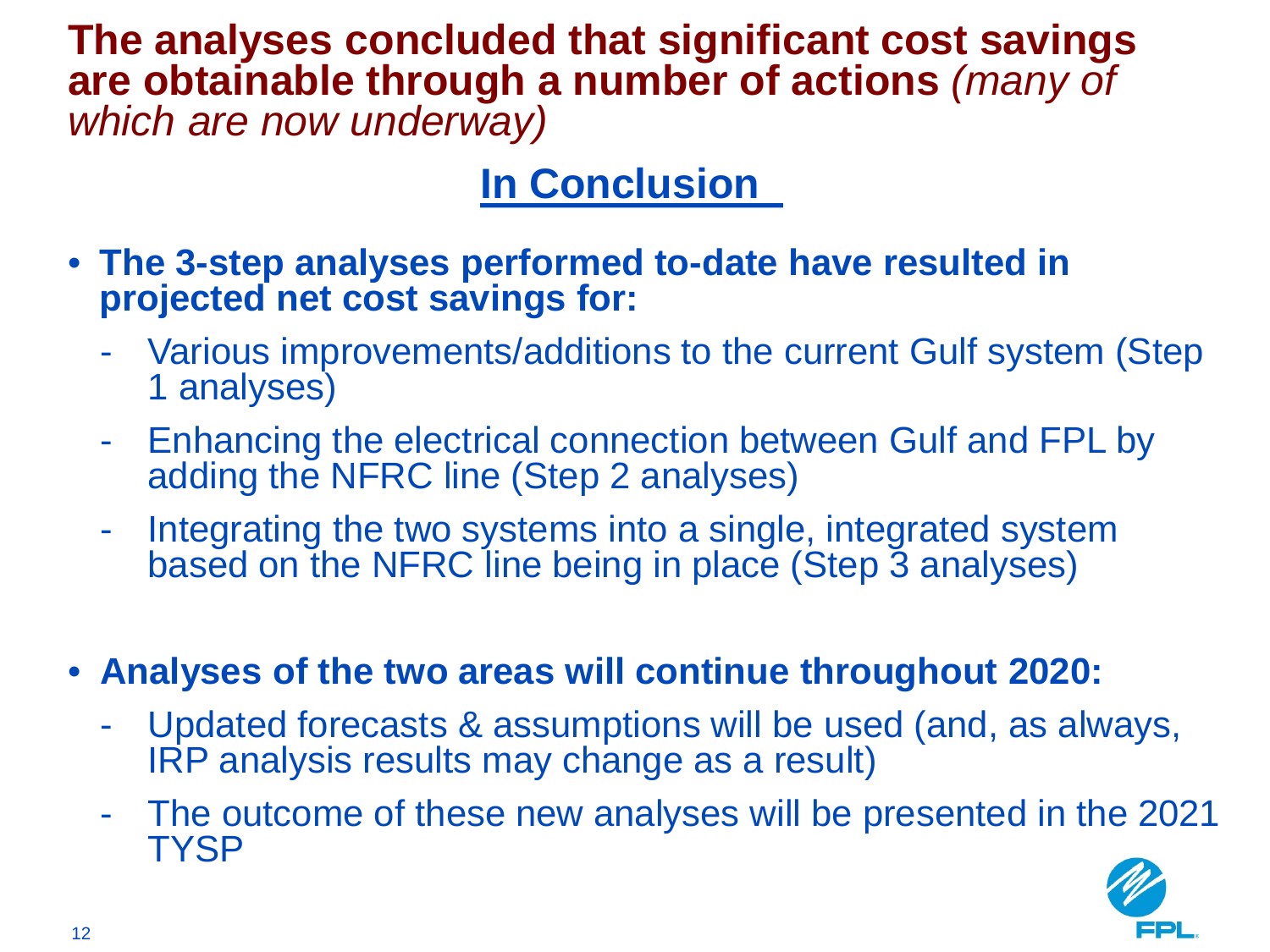# The analyses concluded that significant cost savings are obtainable through a number of actions *(many of which are now underway)*

## In Conclusion

- **The 3-step analyses performed to-date have resulted in projected net cost savings for:**
  - Various improvements/additions to the current Gulf system (Step 1 analyses)
  - Enhancing the electrical connection between Gulf and FPL by adding the NFRC line (Step 2 analyses)
  - Integrating the two systems into a single, integrated system based on the NFRC line being in place (Step 3 analyses)

- **Analyses of the two areas will continue throughout 2020:**
  - Updated forecasts & assumptions will be used (and, as always, IRP analysis results may change as a result)
  - The outcome of these new analyses will be presented in the 2021 TYSP